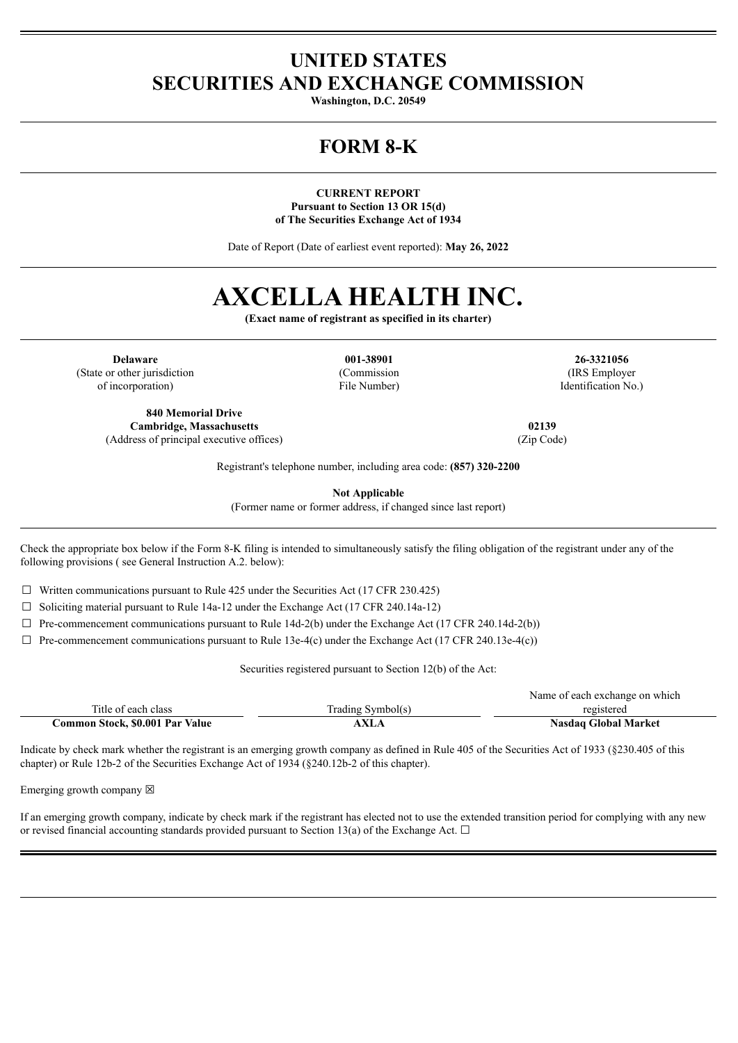# UNITED STATES
# SECURITIES AND EXCHANGE COMMISSION

**Washington, D.C. 20549**

# FORM 8-K

**CURRENT REPORT**
**Pursuant to Section 13 OR 15(d)**
**of The Securities Exchange Act of 1934**

Date of Report (Date of earliest event reported): **May 26, 2022**

# AXCELLA HEALTH INC.

**(Exact name of registrant as specified in its charter)**

| **Delaware** | **001-38901** | **26-3321056** |
|---|---|---|
| (State or other jurisdiction of incorporation) | (Commission File Number) | (IRS Employer Identification No.) |

| **840 Memorial Drive Cambridge, Massachusetts** | **02139** |
|---|---|
| (Address of principal executive offices) | (Zip Code) |

Registrant's telephone number, including area code: **(857) 320-2200**

**Not Applicable**
(Former name or former address, if changed since last report)

Check the appropriate box below if the Form 8-K filing is intended to simultaneously satisfy the filing obligation of the registrant under any of the following provisions ( see General Instruction A.2. below):

☐ Written communications pursuant to Rule 425 under the Securities Act (17 CFR 230.425)

☐ Soliciting material pursuant to Rule 14a-12 under the Exchange Act (17 CFR 240.14a-12)

☐ Pre-commencement communications pursuant to Rule 14d-2(b) under the Exchange Act (17 CFR 240.14d-2(b))

☐ Pre-commencement communications pursuant to Rule 13e-4(c) under the Exchange Act (17 CFR 240.13e-4(c))

Securities registered pursuant to Section 12(b) of the Act:

| Title of each class | Trading Symbol(s) | Name of each exchange on which registered |
|---|---|---|
| **Common Stock, $0.001 Par Value** | **AXLA** | **Nasdaq Global Market** |

Indicate by check mark whether the registrant is an emerging growth company as defined in Rule 405 of the Securities Act of 1933 (§230.405 of this chapter) or Rule 12b-2 of the Securities Exchange Act of 1934 (§240.12b-2 of this chapter).

Emerging growth company ☒

If an emerging growth company, indicate by check mark if the registrant has elected not to use the extended transition period for complying with any new or revised financial accounting standards provided pursuant to Section 13(a) of the Exchange Act. ☐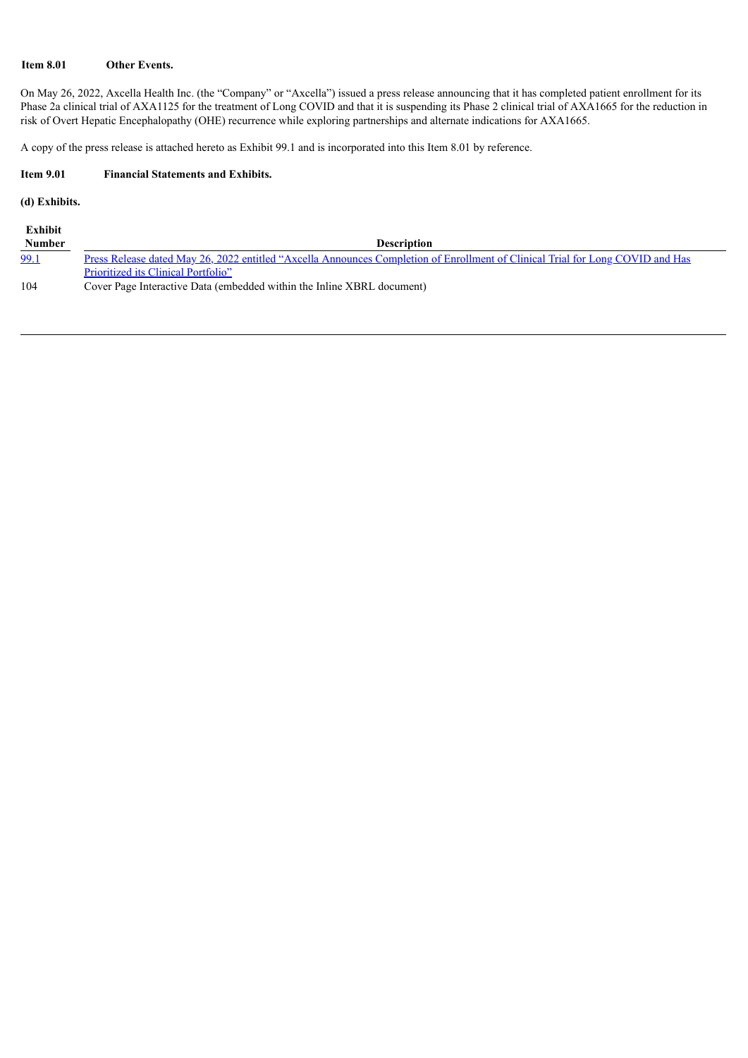**Item 8.01 Other Events.**

On May 26, 2022, Axcella Health Inc. (the "Company" or "Axcella") issued a press release announcing that it has completed patient enrollment for its Phase 2a clinical trial of AXA1125 for the treatment of Long COVID and that it is suspending its Phase 2 clinical trial of AXA1665 for the reduction in risk of Overt Hepatic Encephalopathy (OHE) recurrence while exploring partnerships and alternate indications for AXA1665.

A copy of the press release is attached hereto as Exhibit 99.1 and is incorporated into this Item 8.01 by reference.

**Item 9.01 Financial Statements and Exhibits.**

**(d) Exhibits.**

| Exhibit Number | Description |
| --- | --- |
| 99.1 | Press Release dated May 26, 2022 entitled "Axcella Announces Completion of Enrollment of Clinical Trial for Long COVID and Has Prioritized its Clinical Portfolio" |
| 104 | Cover Page Interactive Data (embedded within the Inline XBRL document) |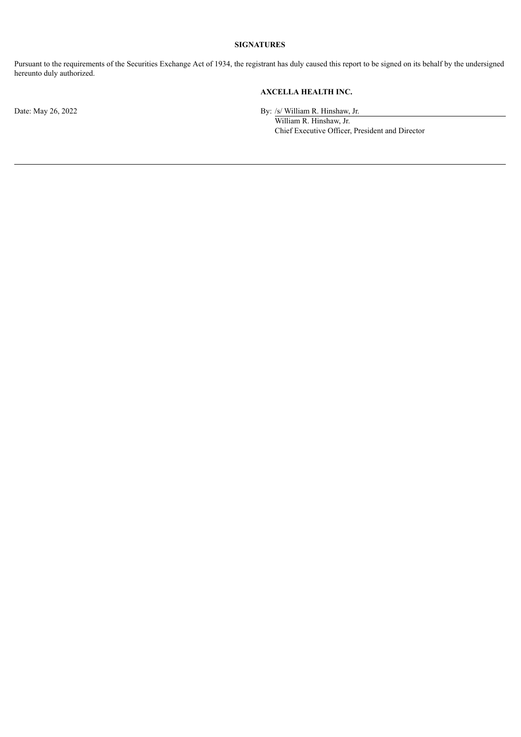**SIGNATURES**

Pursuant to the requirements of the Securities Exchange Act of 1934, the registrant has duly caused this report to be signed on its behalf by the undersigned hereunto duly authorized.

**AXCELLA HEALTH INC.**

Date: May 26, 2022

By: /s/ William R. Hinshaw, Jr.

William R. Hinshaw, Jr.

Chief Executive Officer, President and Director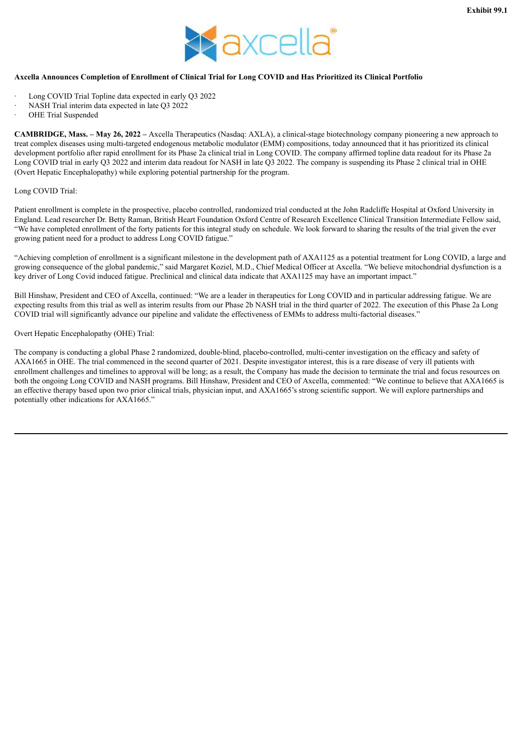Exhibit 99.1

**Axcella Announces Completion of Enrollment of Clinical Trial for Long COVID and Has Prioritized its Clinical Portfolio**

- Long COVID Trial Topline data expected in early Q3 2022
- NASH Trial interim data expected in late Q3 2022
- OHE Trial Suspended

**CAMBRIDGE, Mass. – May 26, 2022 –** Axcella Therapeutics (Nasdaq: AXLA), a clinical-stage biotechnology company pioneering a new approach to treat complex diseases using multi-targeted endogenous metabolic modulator (EMM) compositions, today announced that it has prioritized its clinical development portfolio after rapid enrollment for its Phase 2a clinical trial in Long COVID. The company affirmed topline data readout for its Phase 2a Long COVID trial in early Q3 2022 and interim data readout for NASH in late Q3 2022. The company is suspending its Phase 2 clinical trial in OHE (Overt Hepatic Encephalopathy) while exploring potential partnership for the program.

Long COVID Trial:

Patient enrollment is complete in the prospective, placebo controlled, randomized trial conducted at the John Radcliffe Hospital at Oxford University in England. Lead researcher Dr. Betty Raman, British Heart Foundation Oxford Centre of Research Excellence Clinical Transition Intermediate Fellow said, "We have completed enrollment of the forty patients for this integral study on schedule. We look forward to sharing the results of the trial given the ever growing patient need for a product to address Long COVID fatigue."

"Achieving completion of enrollment is a significant milestone in the development path of AXA1125 as a potential treatment for Long COVID, a large and growing consequence of the global pandemic," said Margaret Koziel, M.D., Chief Medical Officer at Axcella. "We believe mitochondrial dysfunction is a key driver of Long Covid induced fatigue. Preclinical and clinical data indicate that AXA1125 may have an important impact."

Bill Hinshaw, President and CEO of Axcella, continued: "We are a leader in therapeutics for Long COVID and in particular addressing fatigue. We are expecting results from this trial as well as interim results from our Phase 2b NASH trial in the third quarter of 2022. The execution of this Phase 2a Long COVID trial will significantly advance our pipeline and validate the effectiveness of EMMs to address multi-factorial diseases."

Overt Hepatic Encephalopathy (OHE) Trial:

The company is conducting a global Phase 2 randomized, double-blind, placebo-controlled, multi-center investigation on the efficacy and safety of AXA1665 in OHE. The trial commenced in the second quarter of 2021. Despite investigator interest, this is a rare disease of very ill patients with enrollment challenges and timelines to approval will be long; as a result, the Company has made the decision to terminate the trial and focus resources on both the ongoing Long COVID and NASH programs. Bill Hinshaw, President and CEO of Axcella, commented: "We continue to believe that AXA1665 is an effective therapy based upon two prior clinical trials, physician input, and AXA1665's strong scientific support. We will explore partnerships and potentially other indications for AXA1665."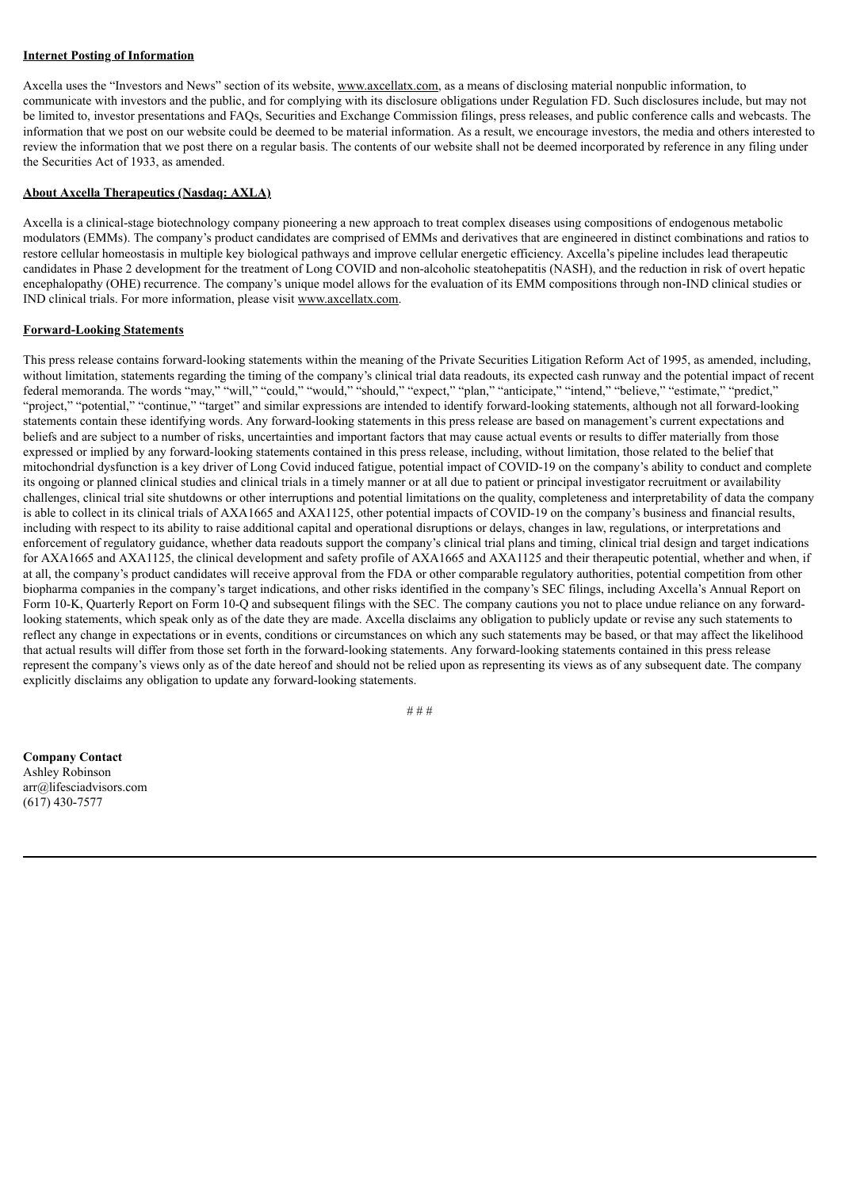**Internet Posting of Information**

Axcella uses the "Investors and News" section of its website, www.axcellatx.com, as a means of disclosing material nonpublic information, to communicate with investors and the public, and for complying with its disclosure obligations under Regulation FD. Such disclosures include, but may not be limited to, investor presentations and FAQs, Securities and Exchange Commission filings, press releases, and public conference calls and webcasts. The information that we post on our website could be deemed to be material information. As a result, we encourage investors, the media and others interested to review the information that we post there on a regular basis. The contents of our website shall not be deemed incorporated by reference in any filing under the Securities Act of 1933, as amended.

**About Axcella Therapeutics (Nasdaq: AXLA)**

Axcella is a clinical-stage biotechnology company pioneering a new approach to treat complex diseases using compositions of endogenous metabolic modulators (EMMs). The company's product candidates are comprised of EMMs and derivatives that are engineered in distinct combinations and ratios to restore cellular homeostasis in multiple key biological pathways and improve cellular energetic efficiency. Axcella's pipeline includes lead therapeutic candidates in Phase 2 development for the treatment of Long COVID and non-alcoholic steatohepatitis (NASH), and the reduction in risk of overt hepatic encephalopathy (OHE) recurrence. The company's unique model allows for the evaluation of its EMM compositions through non-IND clinical studies or IND clinical trials. For more information, please visit www.axcellatx.com.

**Forward-Looking Statements**

This press release contains forward-looking statements within the meaning of the Private Securities Litigation Reform Act of 1995, as amended, including, without limitation, statements regarding the timing of the company's clinical trial data readouts, its expected cash runway and the potential impact of recent federal memoranda. The words "may," "will," "could," "would," "should," "expect," "plan," "anticipate," "intend," "believe," "estimate," "predict," "project," "potential," "continue," "target" and similar expressions are intended to identify forward-looking statements, although not all forward-looking statements contain these identifying words. Any forward-looking statements in this press release are based on management's current expectations and beliefs and are subject to a number of risks, uncertainties and important factors that may cause actual events or results to differ materially from those expressed or implied by any forward-looking statements contained in this press release, including, without limitation, those related to the belief that mitochondrial dysfunction is a key driver of Long Covid induced fatigue, potential impact of COVID-19 on the company's ability to conduct and complete its ongoing or planned clinical studies and clinical trials in a timely manner or at all due to patient or principal investigator recruitment or availability challenges, clinical trial site shutdowns or other interruptions and potential limitations on the quality, completeness and interpretability of data the company is able to collect in its clinical trials of AXA1665 and AXA1125, other potential impacts of COVID-19 on the company's business and financial results, including with respect to its ability to raise additional capital and operational disruptions or delays, changes in law, regulations, or interpretations and enforcement of regulatory guidance, whether data readouts support the company's clinical trial plans and timing, clinical trial design and target indications for AXA1665 and AXA1125, the clinical development and safety profile of AXA1665 and AXA1125 and their therapeutic potential, whether and when, if at all, the company's product candidates will receive approval from the FDA or other comparable regulatory authorities, potential competition from other biopharma companies in the company's target indications, and other risks identified in the company's SEC filings, including Axcella's Annual Report on Form 10-K, Quarterly Report on Form 10-Q and subsequent filings with the SEC. The company cautions you not to place undue reliance on any forward-looking statements, which speak only as of the date they are made. Axcella disclaims any obligation to publicly update or revise any such statements to reflect any change in expectations or in events, conditions or circumstances on which any such statements may be based, or that may affect the likelihood that actual results will differ from those set forth in the forward-looking statements. Any forward-looking statements contained in this press release represent the company's views only as of the date hereof and should not be relied upon as representing its views as of any subsequent date. The company explicitly disclaims any obligation to update any forward-looking statements.

# # #

**Company Contact**
Ashley Robinson
arr@lifesciadvisors.com
(617) 430-7577